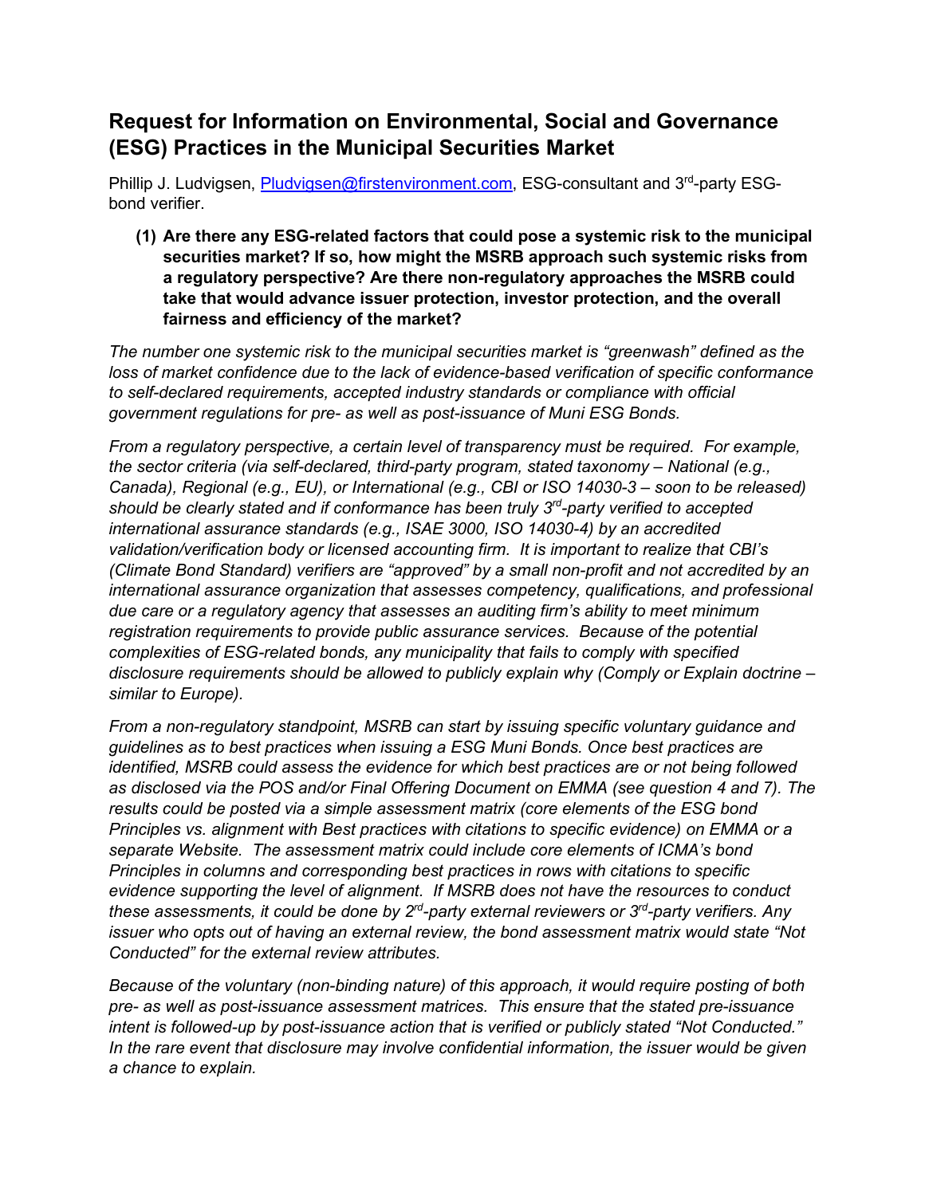# Request for Information on Environmental, Social and Governance (ESG) Practices in the Municipal Securities Market

Phillip J. Ludvigsen, Pludvigsen@firstenvironment.com, ESG-consultant and 3rd-party ESG-bond verifier.

**(1) Are there any ESG-related factors that could pose a systemic risk to the municipal securities market? If so, how might the MSRB approach such systemic risks from a regulatory perspective? Are there non-regulatory approaches the MSRB could take that would advance issuer protection, investor protection, and the overall fairness and efficiency of the market?**

*The number one systemic risk to the municipal securities market is "greenwash" defined as the loss of market confidence due to the lack of evidence-based verification of specific conformance to self-declared requirements, accepted industry standards or compliance with official government regulations for pre- as well as post-issuance of Muni ESG Bonds.*

*From a regulatory perspective, a certain level of transparency must be required. For example, the sector criteria (via self-declared, third-party program, stated taxonomy – National (e.g., Canada), Regional (e.g., EU), or International (e.g., CBI or ISO 14030-3 – soon to be released) should be clearly stated and if conformance has been truly 3rd-party verified to accepted international assurance standards (e.g., ISAE 3000, ISO 14030-4) by an accredited validation/verification body or licensed accounting firm. It is important to realize that CBI's (Climate Bond Standard) verifiers are "approved" by a small non-profit and not accredited by an international assurance organization that assesses competency, qualifications, and professional due care or a regulatory agency that assesses an auditing firm's ability to meet minimum registration requirements to provide public assurance services. Because of the potential complexities of ESG-related bonds, any municipality that fails to comply with specified disclosure requirements should be allowed to publicly explain why (Comply or Explain doctrine – similar to Europe).*

*From a non-regulatory standpoint, MSRB can start by issuing specific voluntary guidance and guidelines as to best practices when issuing a ESG Muni Bonds. Once best practices are identified, MSRB could assess the evidence for which best practices are or not being followed as disclosed via the POS and/or Final Offering Document on EMMA (see question 4 and 7). The results could be posted via a simple assessment matrix (core elements of the ESG bond Principles vs. alignment with Best practices with citations to specific evidence) on EMMA or a separate Website. The assessment matrix could include core elements of ICMA's bond Principles in columns and corresponding best practices in rows with citations to specific evidence supporting the level of alignment. If MSRB does not have the resources to conduct these assessments, it could be done by 2nd-party external reviewers or 3rd-party verifiers. Any issuer who opts out of having an external review, the bond assessment matrix would state "Not Conducted" for the external review attributes.*

*Because of the voluntary (non-binding nature) of this approach, it would require posting of both pre- as well as post-issuance assessment matrices. This ensure that the stated pre-issuance intent is followed-up by post-issuance action that is verified or publicly stated "Not Conducted." In the rare event that disclosure may involve confidential information, the issuer would be given a chance to explain.*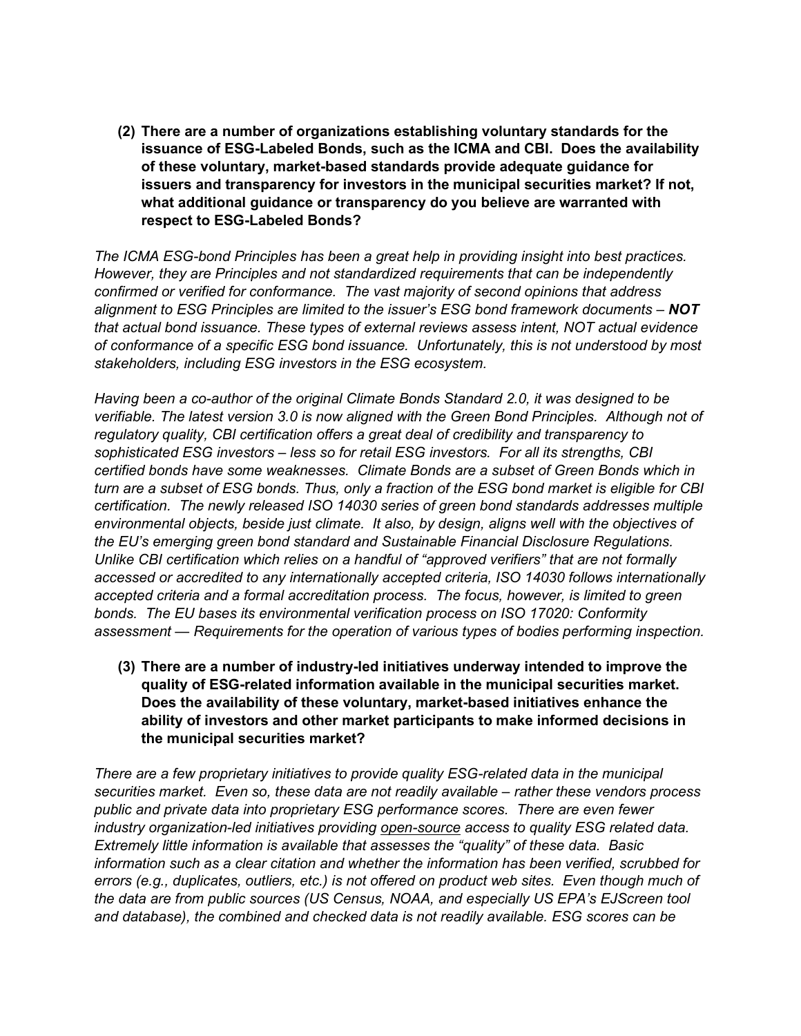**(2) There are a number of organizations establishing voluntary standards for the issuance of ESG-Labeled Bonds, such as the ICMA and CBI. Does the availability of these voluntary, market-based standards provide adequate guidance for issuers and transparency for investors in the municipal securities market? If not, what additional guidance or transparency do you believe are warranted with respect to ESG-Labeled Bonds?**

*The ICMA ESG-bond Principles has been a great help in providing insight into best practices. However, they are Principles and not standardized requirements that can be independently confirmed or verified for conformance. The vast majority of second opinions that address alignment to ESG Principles are limited to the issuer's ESG bond framework documents –* ***NOT*** *that actual bond issuance. These types of external reviews assess intent, NOT actual evidence of conformance of a specific ESG bond issuance. Unfortunately, this is not understood by most stakeholders, including ESG investors in the ESG ecosystem.*

*Having been a co-author of the original Climate Bonds Standard 2.0, it was designed to be verifiable. The latest version 3.0 is now aligned with the Green Bond Principles. Although not of regulatory quality, CBI certification offers a great deal of credibility and transparency to sophisticated ESG investors – less so for retail ESG investors. For all its strengths, CBI certified bonds have some weaknesses. Climate Bonds are a subset of Green Bonds which in turn are a subset of ESG bonds. Thus, only a fraction of the ESG bond market is eligible for CBI certification. The newly released ISO 14030 series of green bond standards addresses multiple environmental objects, beside just climate. It also, by design, aligns well with the objectives of the EU's emerging green bond standard and Sustainable Financial Disclosure Regulations. Unlike CBI certification which relies on a handful of "approved verifiers" that are not formally accessed or accredited to any internationally accepted criteria, ISO 14030 follows internationally accepted criteria and a formal accreditation process. The focus, however, is limited to green bonds. The EU bases its environmental verification process on ISO 17020: Conformity assessment — Requirements for the operation of various types of bodies performing inspection.*

**(3) There are a number of industry-led initiatives underway intended to improve the quality of ESG-related information available in the municipal securities market. Does the availability of these voluntary, market-based initiatives enhance the ability of investors and other market participants to make informed decisions in the municipal securities market?**

*There are a few proprietary initiatives to provide quality ESG-related data in the municipal securities market. Even so, these data are not readily available – rather these vendors process public and private data into proprietary ESG performance scores. There are even fewer industry organization-led initiatives providing <u>open-source</u> access to quality ESG related data. Extremely little information is available that assesses the "quality" of these data. Basic information such as a clear citation and whether the information has been verified, scrubbed for errors (e.g., duplicates, outliers, etc.) is not offered on product web sites. Even though much of the data are from public sources (US Census, NOAA, and especially US EPA's EJScreen tool and database), the combined and checked data is not readily available. ESG scores can be*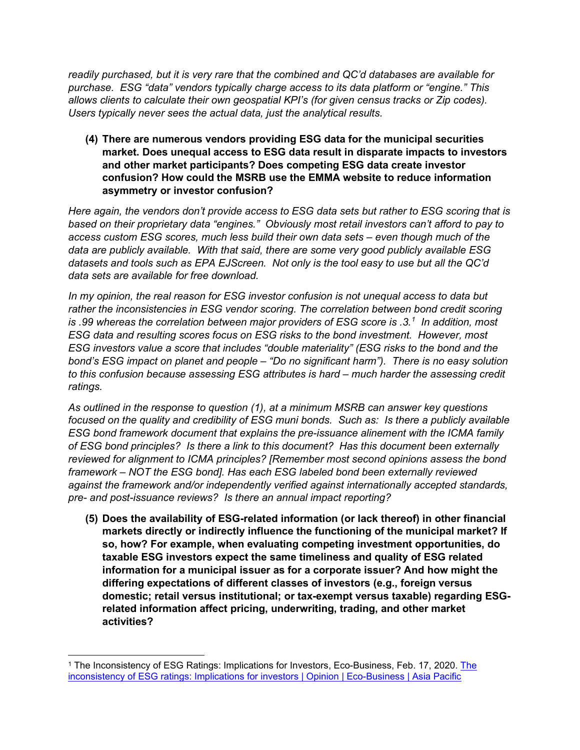*readily purchased, but it is very rare that the combined and QC'd databases are available for purchase. ESG "data" vendors typically charge access to its data platform or "engine." This allows clients to calculate their own geospatial KPI's (for given census tracks or Zip codes). Users typically never sees the actual data, just the analytical results.*

**(4) There are numerous vendors providing ESG data for the municipal securities market. Does unequal access to ESG data result in disparate impacts to investors and other market participants? Does competing ESG data create investor confusion? How could the MSRB use the EMMA website to reduce information asymmetry or investor confusion?**

*Here again, the vendors don't provide access to ESG data sets but rather to ESG scoring that is based on their proprietary data "engines." Obviously most retail investors can't afford to pay to access custom ESG scores, much less build their own data sets – even though much of the data are publicly available. With that said, there are some very good publicly available ESG datasets and tools such as EPA EJScreen. Not only is the tool easy to use but all the QC'd data sets are available for free download.*

*In my opinion, the real reason for ESG investor confusion is not unequal access to data but rather the inconsistencies in ESG vendor scoring. The correlation between bond credit scoring is .99 whereas the correlation between major providers of ESG score is .3.[1] In addition, most ESG data and resulting scores focus on ESG risks to the bond investment. However, most ESG investors value a score that includes "double materiality" (ESG risks to the bond and the bond's ESG impact on planet and people – "Do no significant harm"). There is no easy solution to this confusion because assessing ESG attributes is hard – much harder the assessing credit ratings.*

*As outlined in the response to question (1), at a minimum MSRB can answer key questions focused on the quality and credibility of ESG muni bonds. Such as: Is there a publicly available ESG bond framework document that explains the pre-issuance alinement with the ICMA family of ESG bond principles? Is there a link to this document? Has this document been externally reviewed for alignment to ICMA principles? [Remember most second opinions assess the bond framework – NOT the ESG bond]. Has each ESG labeled bond been externally reviewed against the framework and/or independently verified against internationally accepted standards, pre- and post-issuance reviews? Is there an annual impact reporting?*

**(5) Does the availability of ESG-related information (or lack thereof) in other financial markets directly or indirectly influence the functioning of the municipal market? If so, how? For example, when evaluating competing investment opportunities, do taxable ESG investors expect the same timeliness and quality of ESG related information for a municipal issuer as for a corporate issuer? And how might the differing expectations of different classes of investors (e.g., foreign versus domestic; retail versus institutional; or tax-exempt versus taxable) regarding ESG-related information affect pricing, underwriting, trading, and other market activities?**

---

[1] The Inconsistency of ESG Ratings: Implications for Investors, Eco-Business, Feb. 17, 2020. The inconsistency of ESG ratings: Implications for investors | Opinion | Eco-Business | Asia Pacific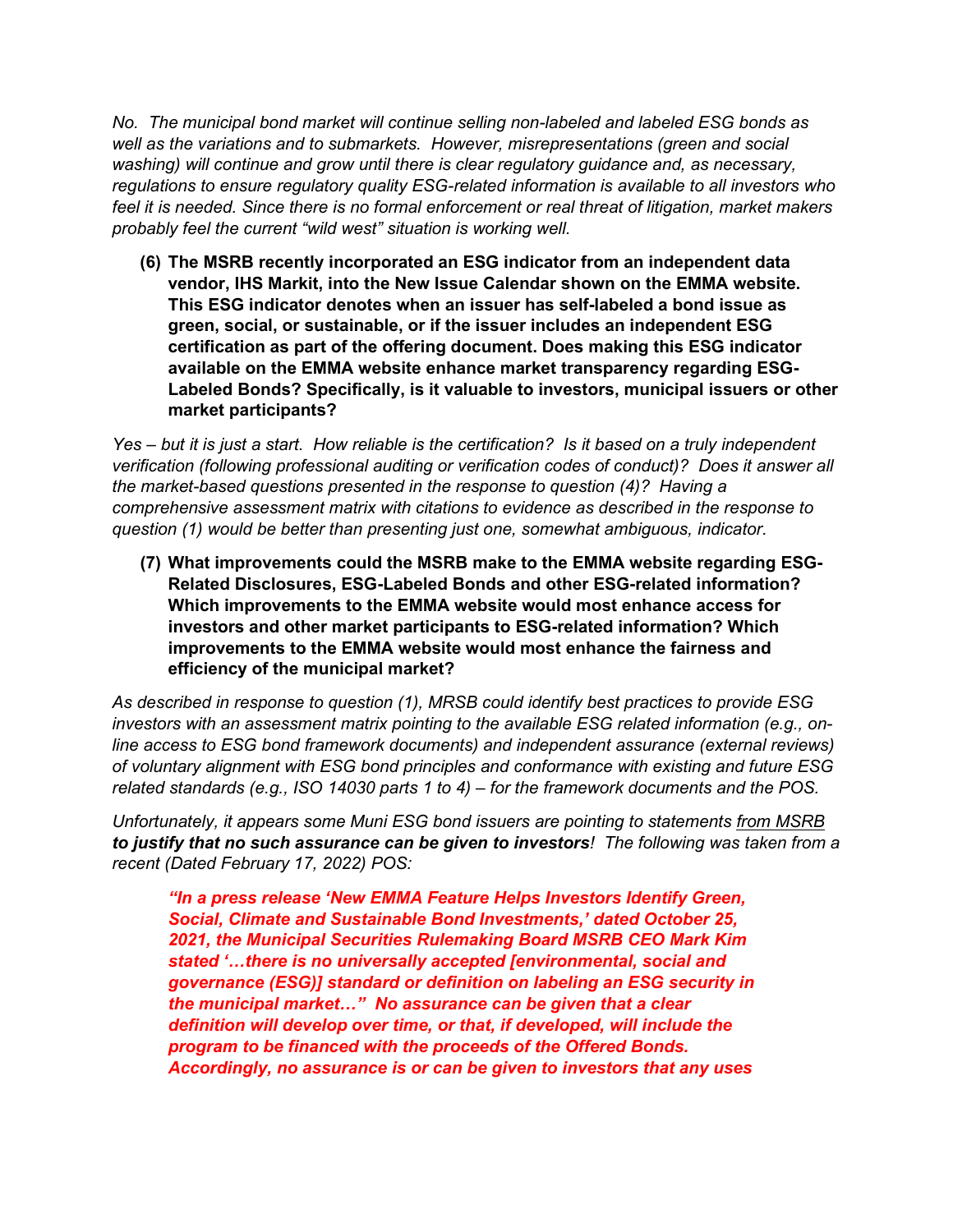*No. The municipal bond market will continue selling non-labeled and labeled ESG bonds as well as the variations and to submarkets. However, misrepresentations (green and social washing) will continue and grow until there is clear regulatory guidance and, as necessary, regulations to ensure regulatory quality ESG-related information is available to all investors who feel it is needed. Since there is no formal enforcement or real threat of litigation, market makers probably feel the current "wild west" situation is working well.*

**(6) The MSRB recently incorporated an ESG indicator from an independent data vendor, IHS Markit, into the New Issue Calendar shown on the EMMA website. This ESG indicator denotes when an issuer has self-labeled a bond issue as green, social, or sustainable, or if the issuer includes an independent ESG certification as part of the offering document. Does making this ESG indicator available on the EMMA website enhance market transparency regarding ESG-Labeled Bonds? Specifically, is it valuable to investors, municipal issuers or other market participants?**

*Yes – but it is just a start. How reliable is the certification? Is it based on a truly independent verification (following professional auditing or verification codes of conduct)? Does it answer all the market-based questions presented in the response to question (4)? Having a comprehensive assessment matrix with citations to evidence as described in the response to question (1) would be better than presenting just one, somewhat ambiguous, indicator.*

**(7) What improvements could the MSRB make to the EMMA website regarding ESG-Related Disclosures, ESG-Labeled Bonds and other ESG-related information? Which improvements to the EMMA website would most enhance access for investors and other market participants to ESG-related information? Which improvements to the EMMA website would most enhance the fairness and efficiency of the municipal market?**

*As described in response to question (1), MRSB could identify best practices to provide ESG investors with an assessment matrix pointing to the available ESG related information (e.g., on-line access to ESG bond framework documents) and independent assurance (external reviews) of voluntary alignment with ESG bond principles and conformance with existing and future ESG related standards (e.g., ISO 14030 parts 1 to 4) – for the framework documents and the POS.*

*Unfortunately, it appears some Muni ESG bond issuers are pointing to statements from MSRB* ***to justify that no such assurance can be given to investors****! The following was taken from a recent (Dated February 17, 2022) POS:*

> ***"In a press release 'New EMMA Feature Helps Investors Identify Green, Social, Climate and Sustainable Bond Investments,' dated October 25, 2021, the Municipal Securities Rulemaking Board MSRB CEO Mark Kim stated '…there is no universally accepted [environmental, social and governance (ESG)] standard or definition on labeling an ESG security in the municipal market…" No assurance can be given that a clear definition will develop over time, or that, if developed, will include the program to be financed with the proceeds of the Offered Bonds. Accordingly, no assurance is or can be given to investors that any uses***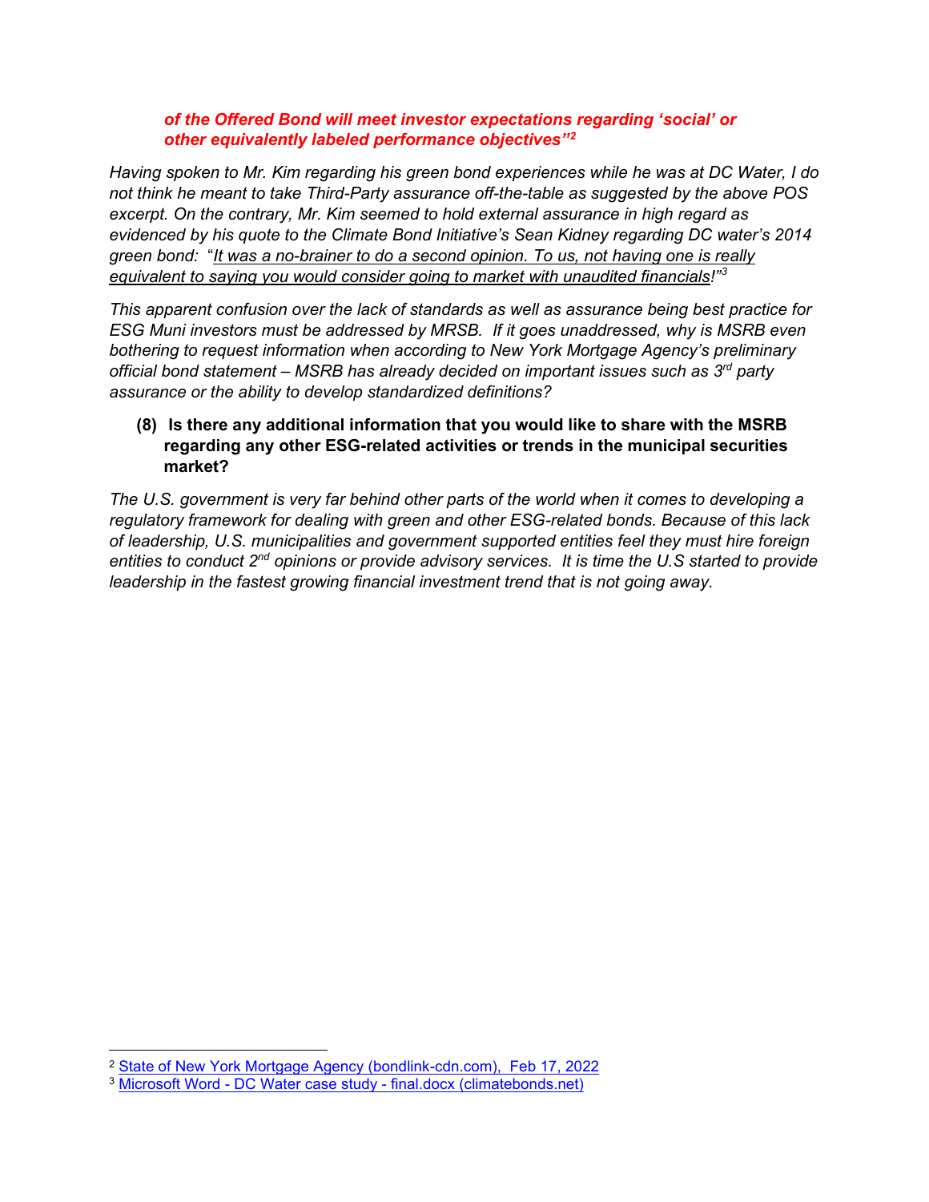***of the Offered Bond will meet investor expectations regarding 'social' or other equivalently labeled performance objectives"[2]***

*Having spoken to Mr. Kim regarding his green bond experiences while he was at DC Water, I do not think he meant to take Third-Party assurance off-the-table as suggested by the above POS excerpt. On the contrary, Mr. Kim seemed to hold external assurance in high regard as evidenced by his quote to the Climate Bond Initiative's Sean Kidney regarding DC water's 2014 green bond: "It was a no-brainer to do a second opinion. To us, not having one is really equivalent to saying you would consider going to market with unaudited financials!"[3]*

*This apparent confusion over the lack of standards as well as assurance being best practice for ESG Muni investors must be addressed by MRSB. If it goes unaddressed, why is MSRB even bothering to request information when according to New York Mortgage Agency's preliminary official bond statement – MSRB has already decided on important issues such as 3rd party assurance or the ability to develop standardized definitions?*

**(8) Is there any additional information that you would like to share with the MSRB regarding any other ESG-related activities or trends in the municipal securities market?**

*The U.S. government is very far behind other parts of the world when it comes to developing a regulatory framework for dealing with green and other ESG-related bonds. Because of this lack of leadership, U.S. municipalities and government supported entities feel they must hire foreign entities to conduct 2nd opinions or provide advisory services. It is time the U.S started to provide leadership in the fastest growing financial investment trend that is not going away.*

---

[2] State of New York Mortgage Agency (bondlink-cdn.com), Feb 17, 2022

[3] Microsoft Word - DC Water case study - final.docx (climatebonds.net)